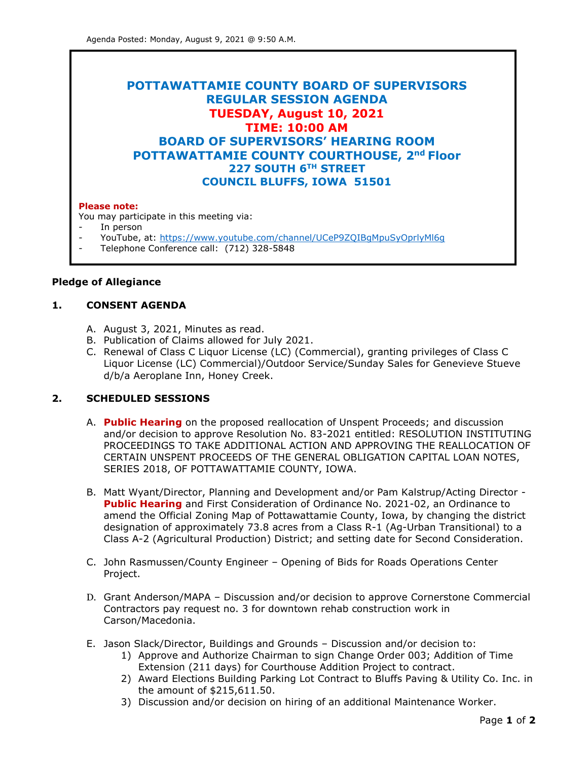Agenda Posted: Monday, August 9, 2021 @ 9:50 A.M.

# POTTAWATTAMIE COUNTY BOARD OF SUPERVISORS
# REGULAR SESSION AGENDA
## TUESDAY, August 10, 2021
## TIME: 10:00 AM
## BOARD OF SUPERVISORS' HEARING ROOM
## POTTAWATTAMIE COUNTY COURTHOUSE, 2nd Floor
### 227 SOUTH 6TH STREET
### COUNCIL BLUFFS, IOWA 51501

**Please note:**

You may participate in this meeting via:

- In person
- YouTube, at: https://www.youtube.com/channel/UCeP9ZQIBgMpuSyOprlyMl6g
- Telephone Conference call: (712) 328-5848

**Pledge of Allegiance**

**1. CONSENT AGENDA**

A. August 3, 2021, Minutes as read.
B. Publication of Claims allowed for July 2021.
C. Renewal of Class C Liquor License (LC) (Commercial), granting privileges of Class C Liquor License (LC) Commercial)/Outdoor Service/Sunday Sales for Genevieve Stueve d/b/a Aeroplane Inn, Honey Creek.

**2. SCHEDULED SESSIONS**

A. **Public Hearing** on the proposed reallocation of Unspent Proceeds; and discussion and/or decision to approve Resolution No. 83-2021 entitled: RESOLUTION INSTITUTING PROCEEDINGS TO TAKE ADDITIONAL ACTION AND APPROVING THE REALLOCATION OF CERTAIN UNSPENT PROCEEDS OF THE GENERAL OBLIGATION CAPITAL LOAN NOTES, SERIES 2018, OF POTTAWATTAMIE COUNTY, IOWA.

B. Matt Wyant/Director, Planning and Development and/or Pam Kalstrup/Acting Director - **Public Hearing** and First Consideration of Ordinance No. 2021-02, an Ordinance to amend the Official Zoning Map of Pottawattamie County, Iowa, by changing the district designation of approximately 73.8 acres from a Class R-1 (Ag-Urban Transitional) to a Class A-2 (Agricultural Production) District; and setting date for Second Consideration.

C. John Rasmussen/County Engineer – Opening of Bids for Roads Operations Center Project.

D. Grant Anderson/MAPA – Discussion and/or decision to approve Cornerstone Commercial Contractors pay request no. 3 for downtown rehab construction work in Carson/Macedonia.

E. Jason Slack/Director, Buildings and Grounds – Discussion and/or decision to:
   1) Approve and Authorize Chairman to sign Change Order 003; Addition of Time Extension (211 days) for Courthouse Addition Project to contract.
   2) Award Elections Building Parking Lot Contract to Bluffs Paving & Utility Co. Inc. in the amount of $215,611.50.
   3) Discussion and/or decision on hiring of an additional Maintenance Worker.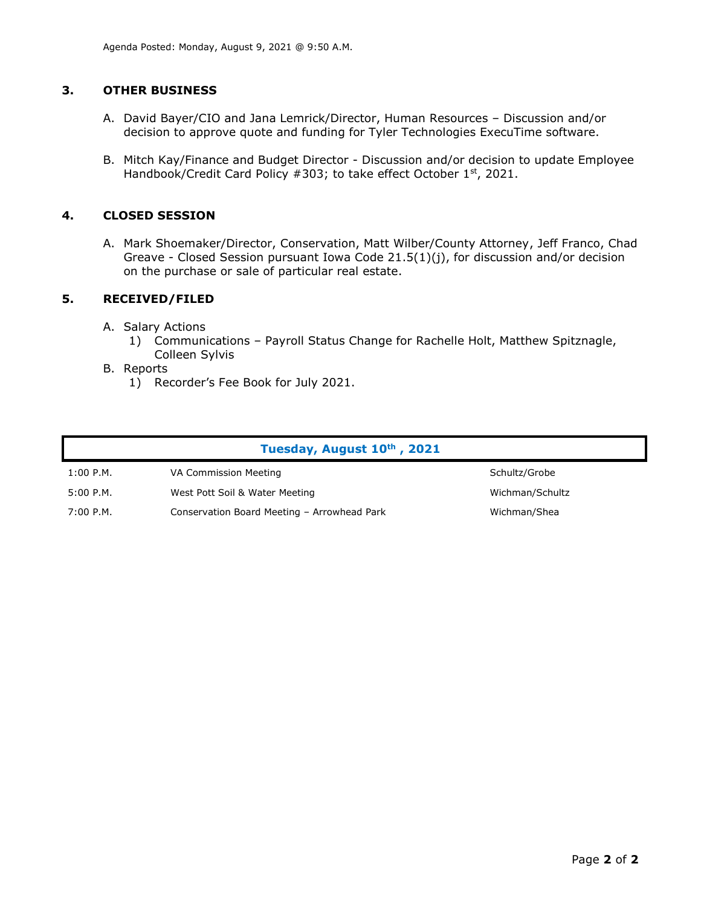Agenda Posted: Monday, August 9, 2021 @ 9:50 A.M.

## 3. OTHER BUSINESS

A. David Bayer/CIO and Jana Lemrick/Director, Human Resources – Discussion and/or decision to approve quote and funding for Tyler Technologies ExecuTime software.

B. Mitch Kay/Finance and Budget Director - Discussion and/or decision to update Employee Handbook/Credit Card Policy #303; to take effect October 1st, 2021.

## 4. CLOSED SESSION

A. Mark Shoemaker/Director, Conservation, Matt Wilber/County Attorney, Jeff Franco, Chad Greave - Closed Session pursuant Iowa Code 21.5(1)(j), for discussion and/or decision on the purchase or sale of particular real estate.

## 5. RECEIVED/FILED

A. Salary Actions
   1) Communications – Payroll Status Change for Rachelle Holt, Matthew Spitznagle, Colleen Sylvis

B. Reports
   1) Recorder's Fee Book for July 2021.

| Tuesday, August 10th , 2021 | | |
|---|---|---|
| 1:00 P.M. | VA Commission Meeting | Schultz/Grobe |
| 5:00 P.M. | West Pott Soil & Water Meeting | Wichman/Schultz |
| 7:00 P.M. | Conservation Board Meeting – Arrowhead Park | Wichman/Shea |